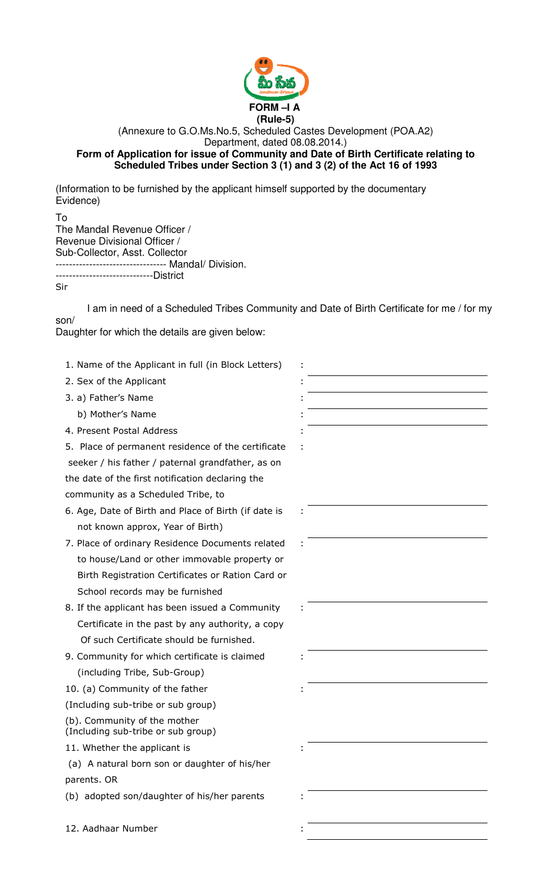**FORM –I A**
**(Rule-5)**

(Annexure to G.O.Ms.No.5, Scheduled Castes Development (POA.A2) Department, dated 08.08.2014.)

**Form of Application for issue of Community and Date of Birth Certificate relating to Scheduled Tribes under Section 3 (1) and 3 (2) of the Act 16 of 1993**

(Information to be furnished by the applicant himself supported by the documentary Evidence)

To
The Mandal Revenue Officer /
Revenue Divisional Officer /
Sub-Collector, Asst. Collector
-------------------------------- Mandal/ Division.
-----------------------------District

Sir

I am in need of a Scheduled Tribes Community and Date of Birth Certificate for me / for my son/
Daughter for which the details are given below:

1. Name of the Applicant in full (in Block Letters) : ____________________
2. Sex of the Applicant : ____________________
3. a) Father's Name : ____________________
   b) Mother's Name : ____________________
4. Present Postal Address : ____________________
5. Place of permanent residence of the certificate seeker / his father / paternal grandfather, as on the date of the first notification declaring the community as a Scheduled Tribe, to :
6. Age, Date of Birth and Place of Birth (if date is not known approx, Year of Birth) : ____________________
7. Place of ordinary Residence Documents related to house/Land or other immovable property or Birth Registration Certificates or Ration Card or School records may be furnished : ____________________
8. If the applicant has been issued a Community Certificate in the past by any authority, a copy Of such Certificate should be furnished. : ____________________
9. Community for which certificate is claimed (including Tribe, Sub-Group) : ____________________
10. (a) Community of the father (Including sub-tribe or sub group) : ____________________
    (b). Community of the mother (Including sub-tribe or sub group) ____________________
11. Whether the applicant is : ____________________
    (a) A natural born son or daughter of his/her parents. OR
    (b) adopted son/daughter of his/her parents : ____________________
12. Aadhaar Number : ____________________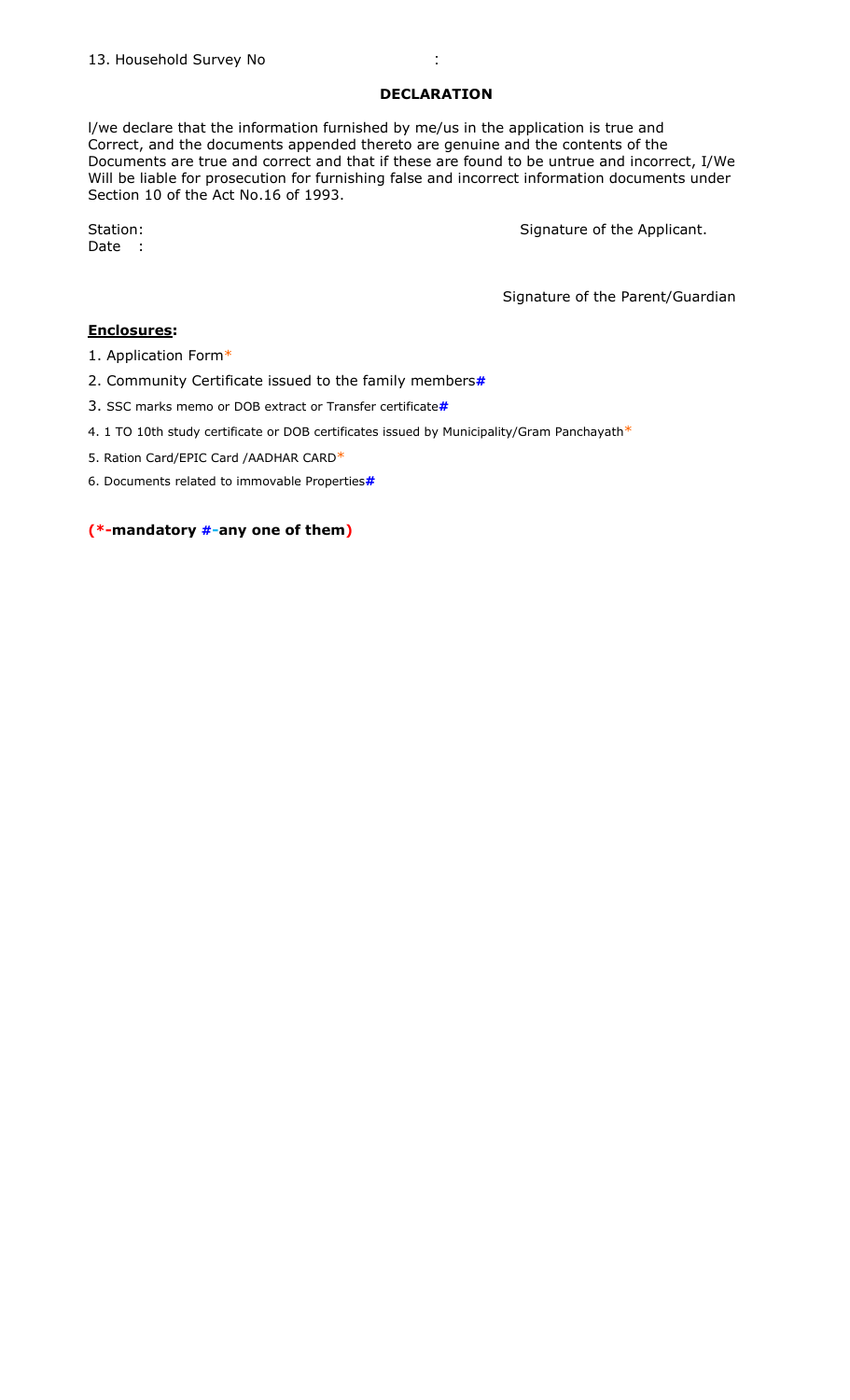13. Household Survey No :

## DECLARATION

I/we declare that the information furnished by me/us in the application is true and Correct, and the documents appended thereto are genuine and the contents of the Documents are true and correct and that if these are found to be untrue and incorrect, I/We Will be liable for prosecution for furnishing false and incorrect information documents under Section 10 of the Act No.16 of 1993.

Station:

Date :

Signature of the Applicant.

Signature of the Parent/Guardian

**Enclosures:**

1. Application Form*
2. Community Certificate issued to the family members**#**
3. SSC marks memo or DOB extract or Transfer certificate**#**
4. 1 TO 10th study certificate or DOB certificates issued by Municipality/Gram Panchayath*
5. Ration Card/EPIC Card /AADHAR CARD*
6. Documents related to immovable Properties**#**

**(*-mandatory #-any one of them)**